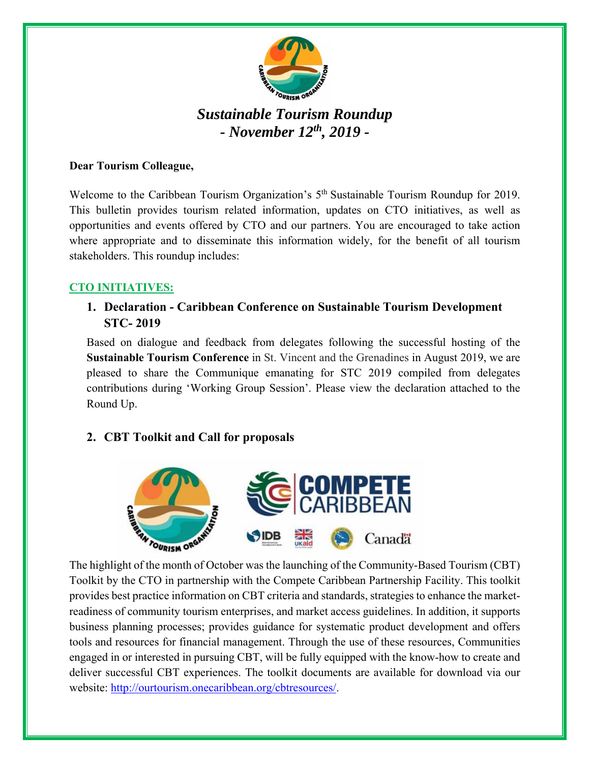# *Sustainable Tourism Roundup*
# *- November 12th, 2019 -*

**Dear Tourism Colleague,**

Welcome to the Caribbean Tourism Organization's 5th Sustainable Tourism Roundup for 2019. This bulletin provides tourism related information, updates on CTO initiatives, as well as opportunities and events offered by CTO and our partners. You are encouraged to take action where appropriate and to disseminate this information widely, for the benefit of all tourism stakeholders. This roundup includes:

## CTO INITIATIVES:

### 1. Declaration - Caribbean Conference on Sustainable Tourism Development STC- 2019

Based on dialogue and feedback from delegates following the successful hosting of the **Sustainable Tourism Conference** in St. Vincent and the Grenadines in August 2019, we are pleased to share the Communique emanating for STC 2019 compiled from delegates contributions during 'Working Group Session'. Please view the declaration attached to the Round Up.

### 2. CBT Toolkit and Call for proposals

The highlight of the month of October was the launching of the Community-Based Tourism (CBT) Toolkit by the CTO in partnership with the Compete Caribbean Partnership Facility. This toolkit provides best practice information on CBT criteria and standards, strategies to enhance the market-readiness of community tourism enterprises, and market access guidelines. In addition, it supports business planning processes; provides guidance for systematic product development and offers tools and resources for financial management. Through the use of these resources, Communities engaged in or interested in pursuing CBT, will be fully equipped with the know-how to create and deliver successful CBT experiences. The toolkit documents are available for download via our website: http://ourtourism.onecaribbean.org/cbtresources/.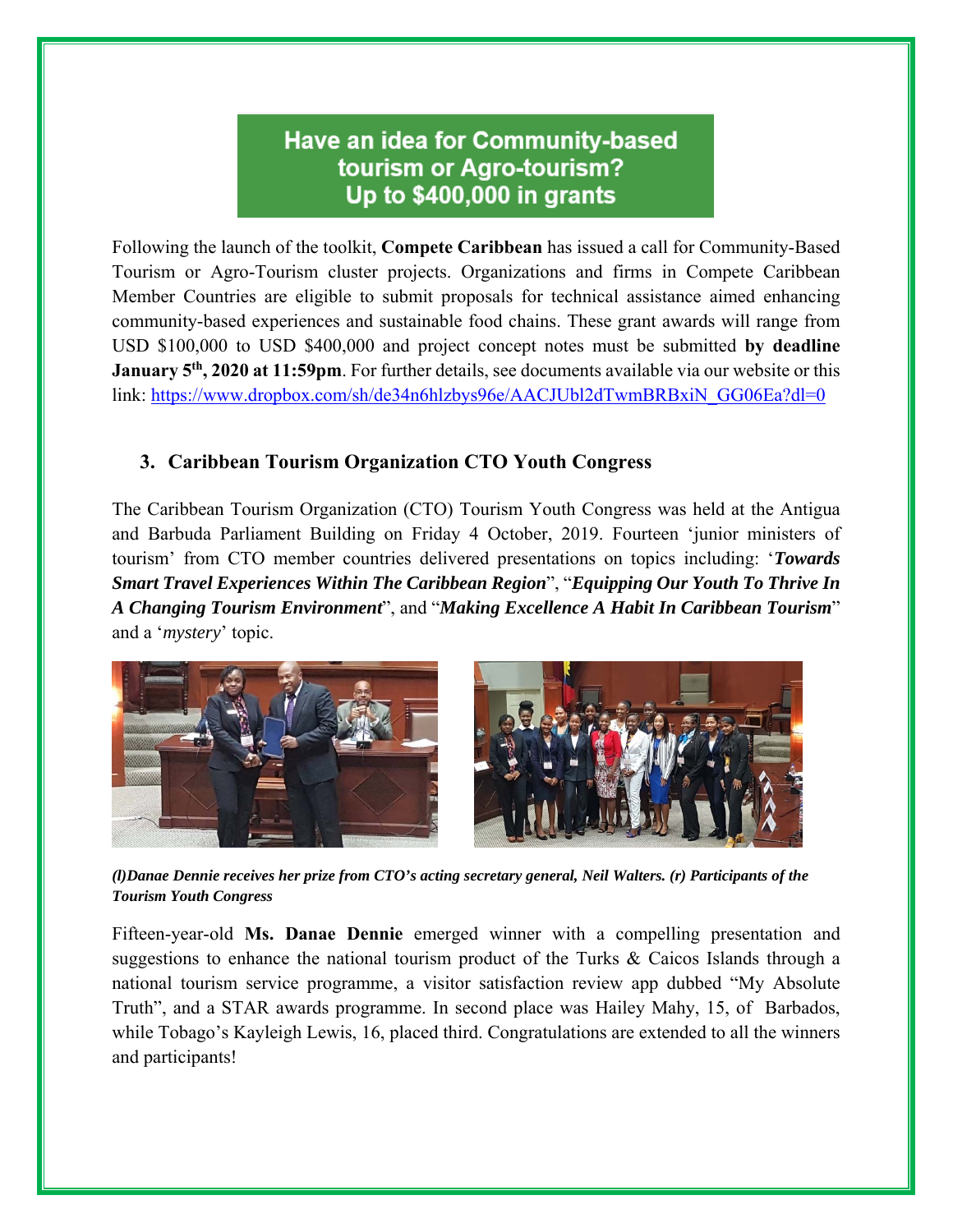## Have an idea for Community-based tourism or Agro-tourism? Up to $400,000 in grants

Following the launch of the toolkit, **Compete Caribbean** has issued a call for Community-Based Tourism or Agro-Tourism cluster projects. Organizations and firms in Compete Caribbean Member Countries are eligible to submit proposals for technical assistance aimed enhancing community-based experiences and sustainable food chains. These grant awards will range from USD $100,000 to USD $400,000 and project concept notes must be submitted **by deadline January 5th, 2020 at 11:59pm**. For further details, see documents available via our website or this link: https://www.dropbox.com/sh/de34n6hlzbys96e/AACJUbl2dTwmBRBxiN_GG06Ea?dl=0

### 3. Caribbean Tourism Organization CTO Youth Congress

The Caribbean Tourism Organization (CTO) Tourism Youth Congress was held at the Antigua and Barbuda Parliament Building on Friday 4 October, 2019. Fourteen 'junior ministers of tourism' from CTO member countries delivered presentations on topics including: '***Towards Smart Travel Experiences Within The Caribbean Region***", "***Equipping Our Youth To Thrive In A Changing Tourism Environment***", and "***Making Excellence A Habit In Caribbean Tourism***" and a '*mystery*' topic.

***(l)Danae Dennie receives her prize from CTO's acting secretary general, Neil Walters. (r) Participants of the Tourism Youth Congress***

Fifteen-year-old **Ms. Danae Dennie** emerged winner with a compelling presentation and suggestions to enhance the national tourism product of the Turks & Caicos Islands through a national tourism service programme, a visitor satisfaction review app dubbed "My Absolute Truth", and a STAR awards programme. In second place was Hailey Mahy, 15, of Barbados, while Tobago's Kayleigh Lewis, 16, placed third. Congratulations are extended to all the winners and participants!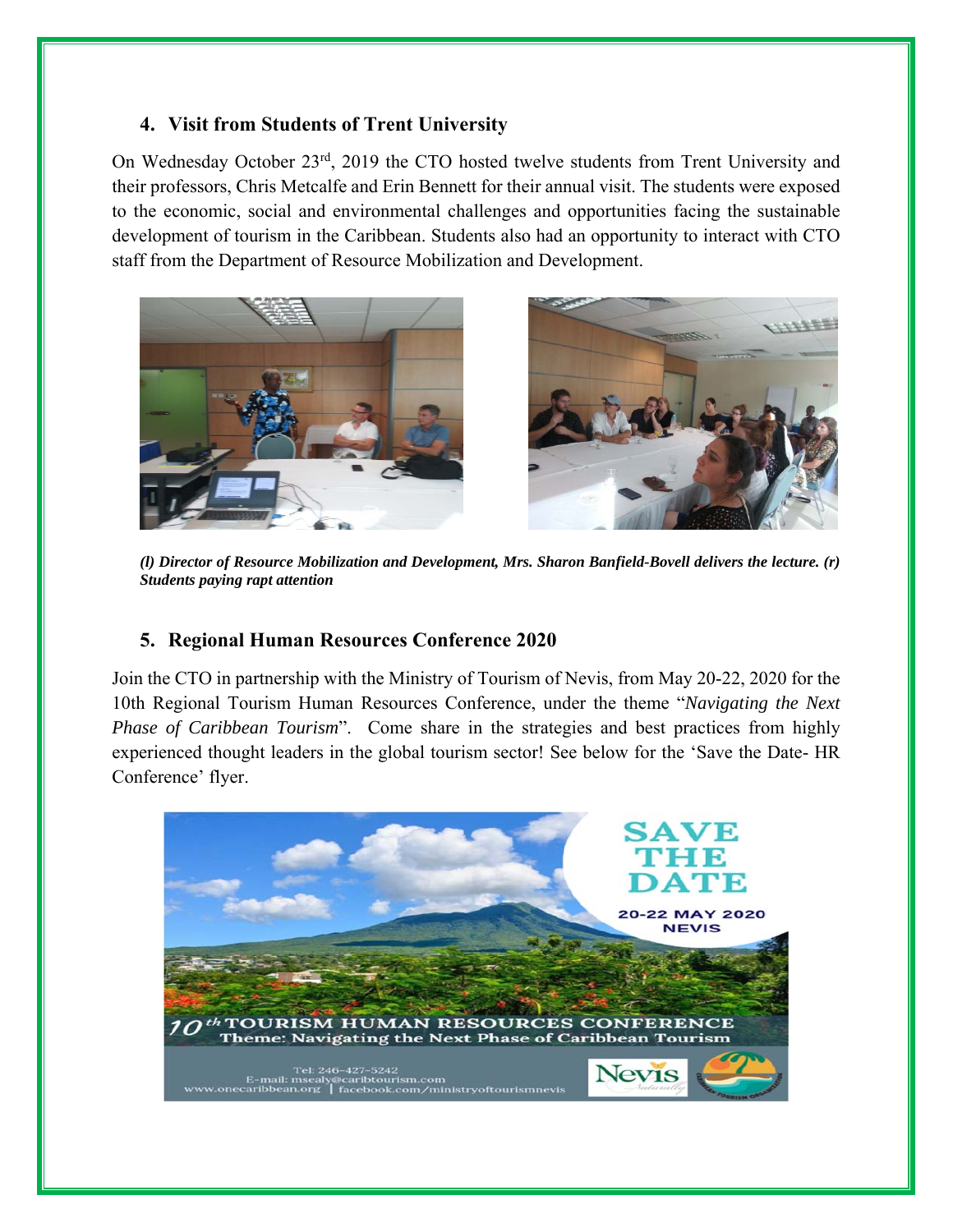## 4. Visit from Students of Trent University

On Wednesday October 23rd, 2019 the CTO hosted twelve students from Trent University and their professors, Chris Metcalfe and Erin Bennett for their annual visit. The students were exposed to the economic, social and environmental challenges and opportunities facing the sustainable development of tourism in the Caribbean. Students also had an opportunity to interact with CTO staff from the Department of Resource Mobilization and Development.

***(l) Director of Resource Mobilization and Development, Mrs. Sharon Banfield-Bovell delivers the lecture. (r) Students paying rapt attention***

## 5. Regional Human Resources Conference 2020

Join the CTO in partnership with the Ministry of Tourism of Nevis, from May 20-22, 2020 for the 10th Regional Tourism Human Resources Conference, under the theme "*Navigating the Next Phase of Caribbean Tourism*". Come share in the strategies and best practices from highly experienced thought leaders in the global tourism sector! See below for the 'Save the Date- HR Conference' flyer.

SAVE THE DATE

20-22 MAY 2020
NEVIS

10th TOURISM HUMAN RESOURCES CONFERENCE
Theme: Navigating the Next Phase of Caribbean Tourism

Tel: 246-427-5242
E-mail: msealy@caribtourism.com
www.onecaribbean.org | facebook.com/ministryoftourismnevis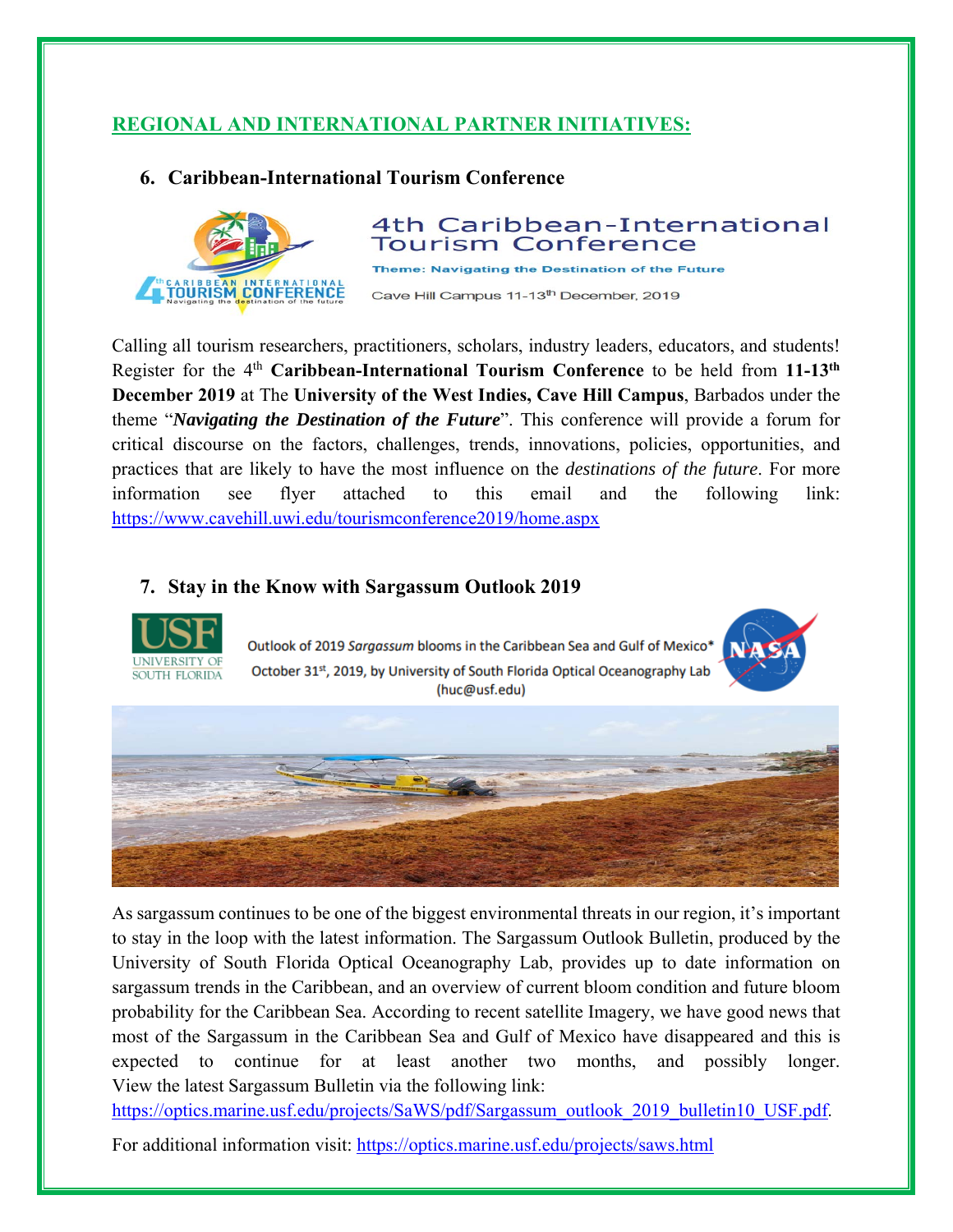## REGIONAL AND INTERNATIONAL PARTNER INITIATIVES:

### 6. Caribbean-International Tourism Conference

4th Caribbean-International Tourism Conference

**Theme: Navigating the Destination of the Future**

Cave Hill Campus 11-13th December, 2019

Calling all tourism researchers, practitioners, scholars, industry leaders, educators, and students! Register for the 4th **Caribbean-International Tourism Conference** to be held from **11-13th December 2019** at The **University of the West Indies, Cave Hill Campus**, Barbados under the theme "***Navigating the Destination of the Future***". This conference will provide a forum for critical discourse on the factors, challenges, trends, innovations, policies, opportunities, and practices that are likely to have the most influence on the *destinations of the future*. For more information see flyer attached to this email and the following link: https://www.cavehill.uwi.edu/tourismconference2019/home.aspx

### 7. Stay in the Know with Sargassum Outlook 2019

Outlook of 2019 *Sargassum* blooms in the Caribbean Sea and Gulf of Mexico*
October 31st, 2019, by University of South Florida Optical Oceanography Lab (huc@usf.edu)

As sargassum continues to be one of the biggest environmental threats in our region, it's important to stay in the loop with the latest information. The Sargassum Outlook Bulletin, produced by the University of South Florida Optical Oceanography Lab, provides up to date information on sargassum trends in the Caribbean, and an overview of current bloom condition and future bloom probability for the Caribbean Sea. According to recent satellite Imagery, we have good news that most of the Sargassum in the Caribbean Sea and Gulf of Mexico have disappeared and this is expected to continue for at least another two months, and possibly longer. View the latest Sargassum Bulletin via the following link: https://optics.marine.usf.edu/projects/SaWS/pdf/Sargassum_outlook_2019_bulletin10_USF.pdf.

For additional information visit: https://optics.marine.usf.edu/projects/saws.html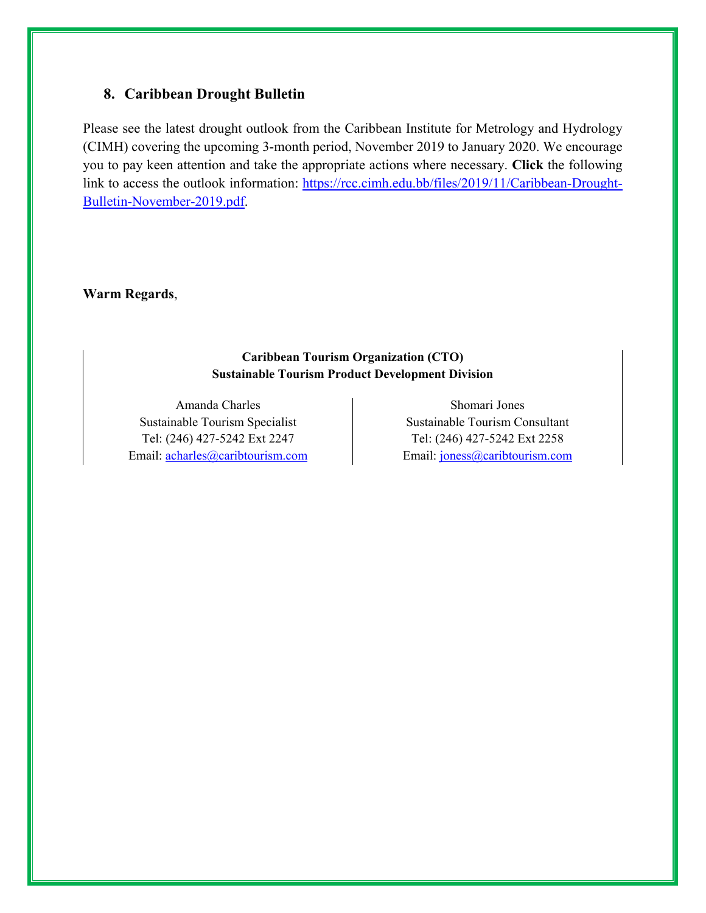## 8. Caribbean Drought Bulletin

Please see the latest drought outlook from the Caribbean Institute for Metrology and Hydrology (CIMH) covering the upcoming 3-month period, November 2019 to January 2020. We encourage you to pay keen attention and take the appropriate actions where necessary. **Click** the following link to access the outlook information: https://rcc.cimh.edu.bb/files/2019/11/Caribbean-Drought-Bulletin-November-2019.pdf.

**Warm Regards**,

**Caribbean Tourism Organization (CTO)**
**Sustainable Tourism Product Development Division**

Amanda Charles
Sustainable Tourism Specialist
Tel: (246) 427-5242 Ext 2247
Email: acharles@caribtourism.com

Shomari Jones
Sustainable Tourism Consultant
Tel: (246) 427-5242 Ext 2258
Email: joness@caribtourism.com